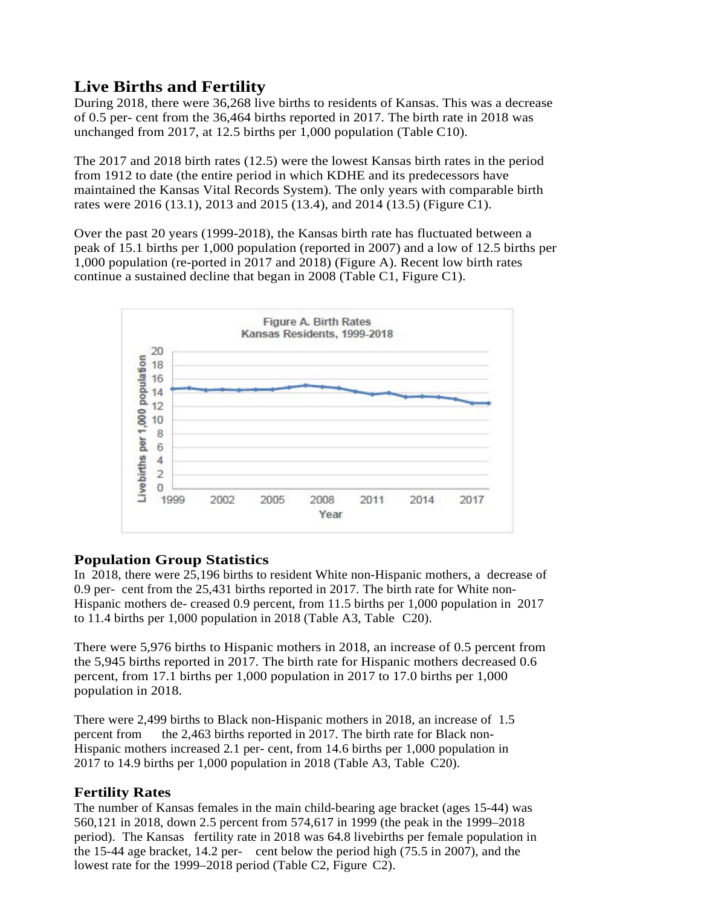## Live Births and Fertility

During 2018, there were 36,268 live births to residents of Kansas. This was a decrease of 0.5 per- cent from the 36,464 births reported in 2017. The birth rate in 2018 was unchanged from 2017, at 12.5 births per 1,000 population (Table C10).

The 2017 and 2018 birth rates (12.5) were the lowest Kansas birth rates in the period from 1912 to date (the entire period in which KDHE and its predecessors have maintained the Kansas Vital Records System). The only years with comparable birth rates were 2016 (13.1), 2013 and 2015 (13.4), and 2014 (13.5) (Figure C1).

Over the past 20 years (1999-2018), the Kansas birth rate has fluctuated between a peak of 15.1 births per 1,000 population (reported in 2007) and a low of 12.5 births per 1,000 population (re-ported in 2017 and 2018) (Figure A). Recent low birth rates continue a sustained decline that began in 2008 (Table C1, Figure C1).

Figure A. Birth Rates
Kansas Residents, 1999-2018

## Population Group Statistics

In 2018, there were 25,196 births to resident White non-Hispanic mothers, a decrease of 0.9 per- cent from the 25,431 births reported in 2017. The birth rate for White non-Hispanic mothers de- creased 0.9 percent, from 11.5 births per 1,000 population in 2017 to 11.4 births per 1,000 population in 2018 (Table A3, Table C20).

There were 5,976 births to Hispanic mothers in 2018, an increase of 0.5 percent from the 5,945 births reported in 2017. The birth rate for Hispanic mothers decreased 0.6 percent, from 17.1 births per 1,000 population in 2017 to 17.0 births per 1,000 population in 2018.

There were 2,499 births to Black non-Hispanic mothers in 2018, an increase of 1.5 percent from the 2,463 births reported in 2017. The birth rate for Black non-Hispanic mothers increased 2.1 per- cent, from 14.6 births per 1,000 population in 2017 to 14.9 births per 1,000 population in 2018 (Table A3, Table C20).

## Fertility Rates

The number of Kansas females in the main child-bearing age bracket (ages 15-44) was 560,121 in 2018, down 2.5 percent from 574,617 in 1999 (the peak in the 1999–2018 period). The Kansas fertility rate in 2018 was 64.8 livebirths per female population in the 15-44 age bracket, 14.2 per- cent below the period high (75.5 in 2007), and the lowest rate for the 1999–2018 period (Table C2, Figure C2).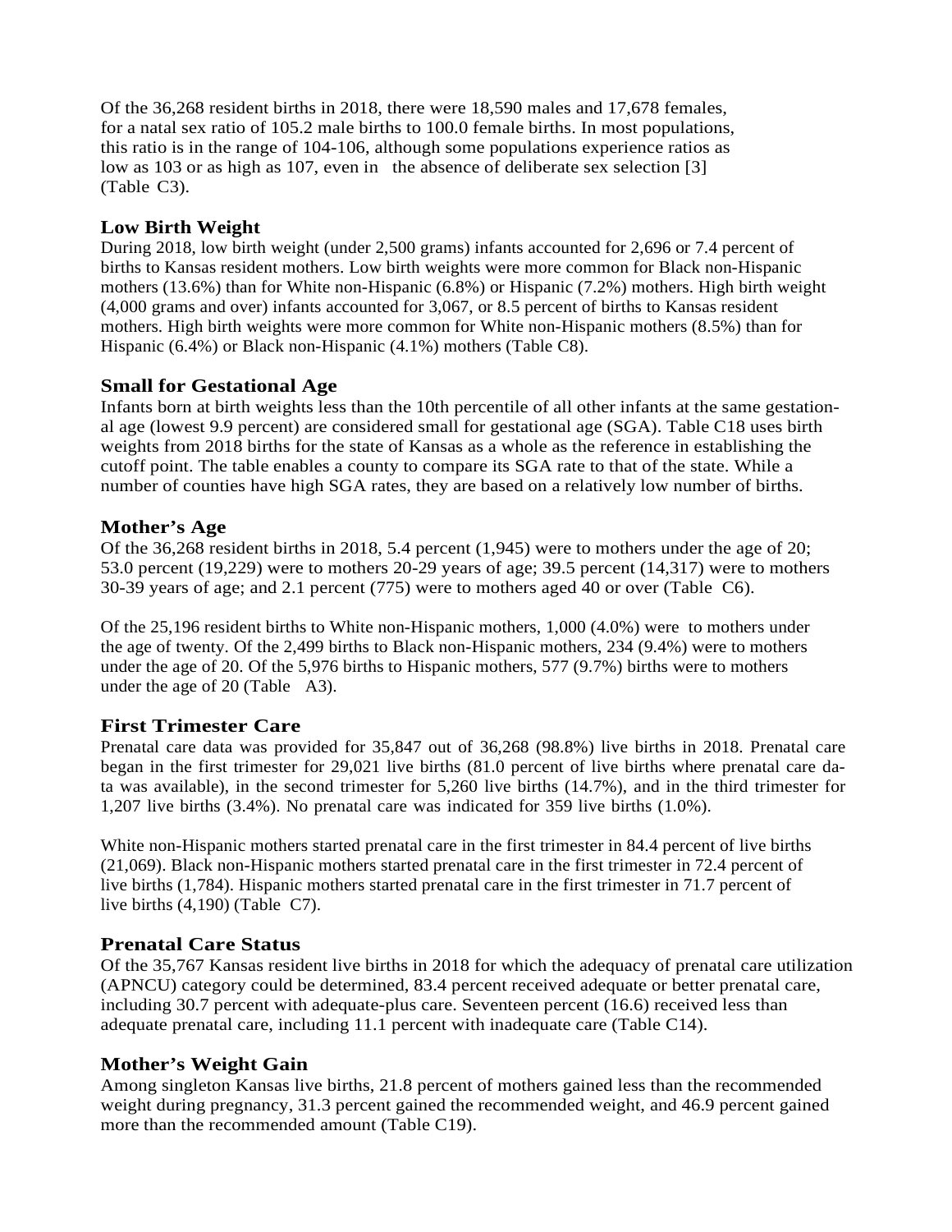Of the 36,268 resident births in 2018, there were 18,590 males and 17,678 females, for a natal sex ratio of 105.2 male births to 100.0 female births. In most populations, this ratio is in the range of 104-106, although some populations experience ratios as low as 103 or as high as 107, even in the absence of deliberate sex selection [3] (Table C3).

## Low Birth Weight

During 2018, low birth weight (under 2,500 grams) infants accounted for 2,696 or 7.4 percent of births to Kansas resident mothers. Low birth weights were more common for Black non-Hispanic mothers (13.6%) than for White non-Hispanic (6.8%) or Hispanic (7.2%) mothers. High birth weight (4,000 grams and over) infants accounted for 3,067, or 8.5 percent of births to Kansas resident mothers. High birth weights were more common for White non-Hispanic mothers (8.5%) than for Hispanic (6.4%) or Black non-Hispanic (4.1%) mothers (Table C8).

## Small for Gestational Age

Infants born at birth weights less than the 10th percentile of all other infants at the same gestational age (lowest 9.9 percent) are considered small for gestational age (SGA). Table C18 uses birth weights from 2018 births for the state of Kansas as a whole as the reference in establishing the cutoff point. The table enables a county to compare its SGA rate to that of the state. While a number of counties have high SGA rates, they are based on a relatively low number of births.

## Mother's Age

Of the 36,268 resident births in 2018, 5.4 percent (1,945) were to mothers under the age of 20; 53.0 percent (19,229) were to mothers 20-29 years of age; 39.5 percent (14,317) were to mothers 30-39 years of age; and 2.1 percent (775) were to mothers aged 40 or over (Table C6).

Of the 25,196 resident births to White non-Hispanic mothers, 1,000 (4.0%) were to mothers under the age of twenty. Of the 2,499 births to Black non-Hispanic mothers, 234 (9.4%) were to mothers under the age of 20. Of the 5,976 births to Hispanic mothers, 577 (9.7%) births were to mothers under the age of 20 (Table A3).

## First Trimester Care

Prenatal care data was provided for 35,847 out of 36,268 (98.8%) live births in 2018. Prenatal care began in the first trimester for 29,021 live births (81.0 percent of live births where prenatal care data was available), in the second trimester for 5,260 live births (14.7%), and in the third trimester for 1,207 live births (3.4%). No prenatal care was indicated for 359 live births (1.0%).

White non-Hispanic mothers started prenatal care in the first trimester in 84.4 percent of live births (21,069). Black non-Hispanic mothers started prenatal care in the first trimester in 72.4 percent of live births (1,784). Hispanic mothers started prenatal care in the first trimester in 71.7 percent of live births (4,190) (Table C7).

## Prenatal Care Status

Of the 35,767 Kansas resident live births in 2018 for which the adequacy of prenatal care utilization (APNCU) category could be determined, 83.4 percent received adequate or better prenatal care, including 30.7 percent with adequate-plus care. Seventeen percent (16.6) received less than adequate prenatal care, including 11.1 percent with inadequate care (Table C14).

## Mother's Weight Gain

Among singleton Kansas live births, 21.8 percent of mothers gained less than the recommended weight during pregnancy, 31.3 percent gained the recommended weight, and 46.9 percent gained more than the recommended amount (Table C19).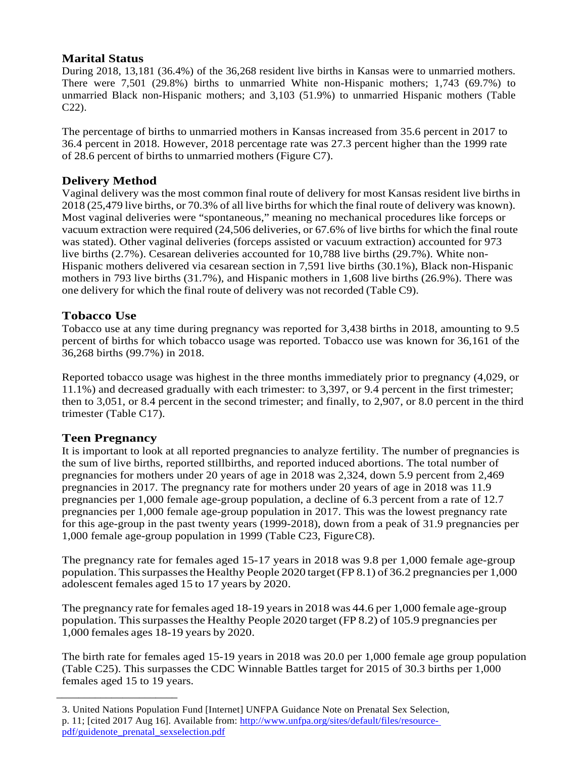## Marital Status

During 2018, 13,181 (36.4%) of the 36,268 resident live births in Kansas were to unmarried mothers. There were 7,501 (29.8%) births to unmarried White non-Hispanic mothers; 1,743 (69.7%) to unmarried Black non-Hispanic mothers; and 3,103 (51.9%) to unmarried Hispanic mothers (Table C22).

The percentage of births to unmarried mothers in Kansas increased from 35.6 percent in 2017 to 36.4 percent in 2018. However, 2018 percentage rate was 27.3 percent higher than the 1999 rate of 28.6 percent of births to unmarried mothers (Figure C7).

## Delivery Method

Vaginal delivery was the most common final route of delivery for most Kansas resident live births in 2018 (25,479 live births, or 70.3% of all live births for which the final route of delivery was known). Most vaginal deliveries were "spontaneous," meaning no mechanical procedures like forceps or vacuum extraction were required (24,506 deliveries, or 67.6% of live births for which the final route was stated). Other vaginal deliveries (forceps assisted or vacuum extraction) accounted for 973 live births (2.7%). Cesarean deliveries accounted for 10,788 live births (29.7%). White non-Hispanic mothers delivered via cesarean section in 7,591 live births (30.1%), Black non-Hispanic mothers in 793 live births (31.7%), and Hispanic mothers in 1,608 live births (26.9%). There was one delivery for which the final route of delivery was not recorded (Table C9).

## Tobacco Use

Tobacco use at any time during pregnancy was reported for 3,438 births in 2018, amounting to 9.5 percent of births for which tobacco usage was reported. Tobacco use was known for 36,161 of the 36,268 births (99.7%) in 2018.

Reported tobacco usage was highest in the three months immediately prior to pregnancy (4,029, or 11.1%) and decreased gradually with each trimester: to 3,397, or 9.4 percent in the first trimester; then to 3,051, or 8.4 percent in the second trimester; and finally, to 2,907, or 8.0 percent in the third trimester (Table C17).

## Teen Pregnancy

It is important to look at all reported pregnancies to analyze fertility. The number of pregnancies is the sum of live births, reported stillbirths, and reported induced abortions. The total number of pregnancies for mothers under 20 years of age in 2018 was 2,324, down 5.9 percent from 2,469 pregnancies in 2017. The pregnancy rate for mothers under 20 years of age in 2018 was 11.9 pregnancies per 1,000 female age-group population, a decline of 6.3 percent from a rate of 12.7 pregnancies per 1,000 female age-group population in 2017. This was the lowest pregnancy rate for this age-group in the past twenty years (1999-2018), down from a peak of 31.9 pregnancies per 1,000 female age-group population in 1999 (Table C23, Figure C8).

The pregnancy rate for females aged 15-17 years in 2018 was 9.8 per 1,000 female age-group population. This surpasses the Healthy People 2020 target (FP 8.1) of 36.2 pregnancies per 1,000 adolescent females aged 15 to 17 years by 2020.

The pregnancy rate for females aged 18-19 years in 2018 was 44.6 per 1,000 female age-group population. This surpasses the Healthy People 2020 target (FP 8.2) of 105.9 pregnancies per 1,000 females ages 18-19 years by 2020.

The birth rate for females aged 15-19 years in 2018 was 20.0 per 1,000 female age group population (Table C25). This surpasses the CDC Winnable Battles target for 2015 of 30.3 births per 1,000 females aged 15 to 19 years.

---

3. United Nations Population Fund [Internet] UNFPA Guidance Note on Prenatal Sex Selection, p. 11; [cited 2017 Aug 16]. Available from: http://www.unfpa.org/sites/default/files/resource-pdf/guidenote_prenatal_sexselection.pdf